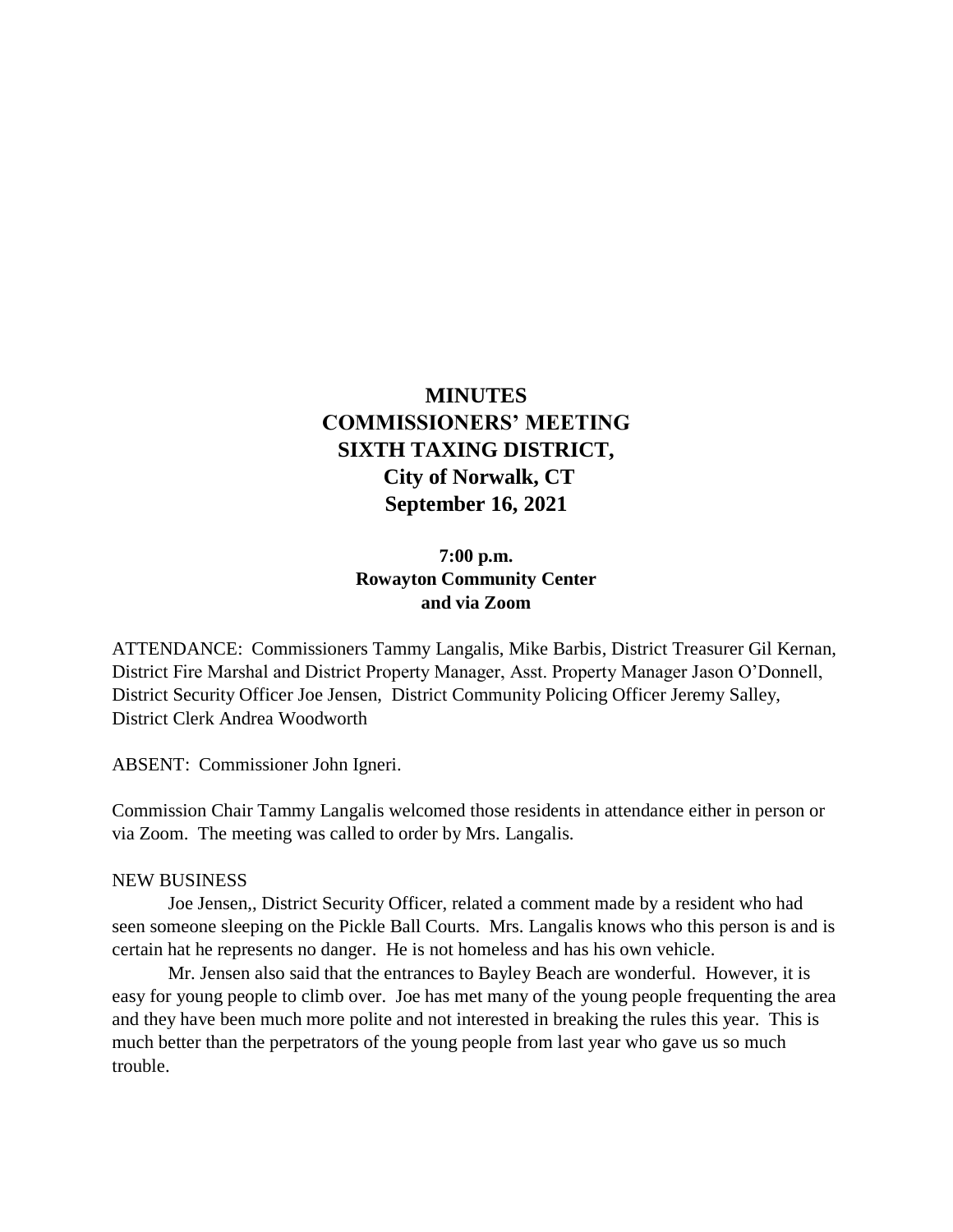# MINUTES
# COMMISSIONERS' MEETING
# SIXTH TAXING DISTRICT,
## City of Norwalk, CT
## September 16, 2021

**7:00 p.m.**
**Rowayton Community Center**
**and via Zoom**

ATTENDANCE: Commissioners Tammy Langalis, Mike Barbis, District Treasurer Gil Kernan, District Fire Marshal and District Property Manager, Asst. Property Manager Jason O'Donnell, District Security Officer Joe Jensen, District Community Policing Officer Jeremy Salley, District Clerk Andrea Woodworth

ABSENT: Commissioner John Igneri.

Commission Chair Tammy Langalis welcomed those residents in attendance either in person or via Zoom. The meeting was called to order by Mrs. Langalis.

NEW BUSINESS

Joe Jensen,, District Security Officer, related a comment made by a resident who had seen someone sleeping on the Pickle Ball Courts. Mrs. Langalis knows who this person is and is certain hat he represents no danger. He is not homeless and has his own vehicle.

Mr. Jensen also said that the entrances to Bayley Beach are wonderful. However, it is easy for young people to climb over. Joe has met many of the young people frequenting the area and they have been much more polite and not interested in breaking the rules this year. This is much better than the perpetrators of the young people from last year who gave us so much trouble.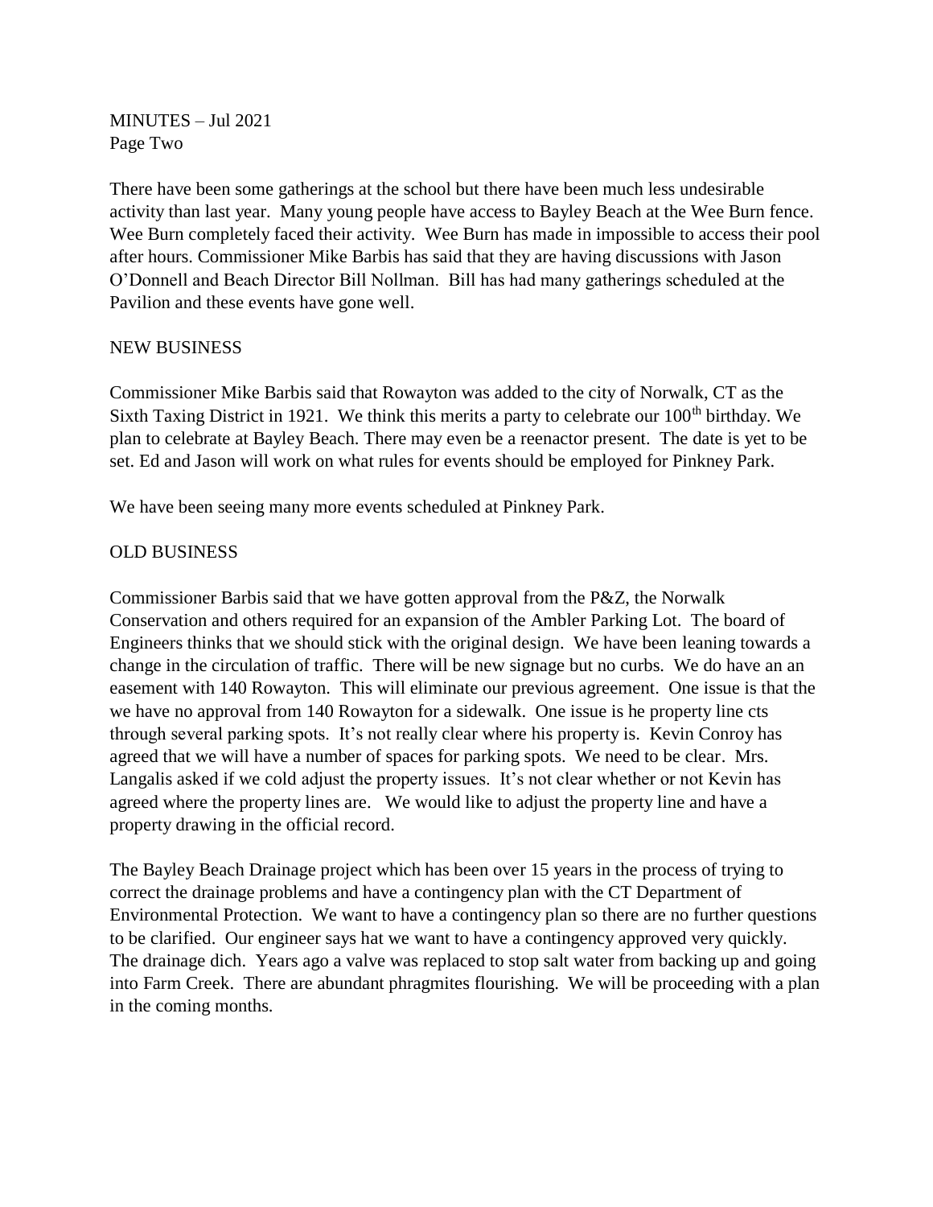MINUTES – Jul 2021
Page Two

There have been some gatherings at the school but there have been much less undesirable activity than last year. Many young people have access to Bayley Beach at the Wee Burn fence. Wee Burn completely faced their activity. Wee Burn has made in impossible to access their pool after hours. Commissioner Mike Barbis has said that they are having discussions with Jason O'Donnell and Beach Director Bill Nollman. Bill has had many gatherings scheduled at the Pavilion and these events have gone well.

## NEW BUSINESS

Commissioner Mike Barbis said that Rowayton was added to the city of Norwalk, CT as the Sixth Taxing District in 1921. We think this merits a party to celebrate our 100th birthday. We plan to celebrate at Bayley Beach. There may even be a reenactor present. The date is yet to be set. Ed and Jason will work on what rules for events should be employed for Pinkney Park.

We have been seeing many more events scheduled at Pinkney Park.

## OLD BUSINESS

Commissioner Barbis said that we have gotten approval from the P&Z, the Norwalk Conservation and others required for an expansion of the Ambler Parking Lot. The board of Engineers thinks that we should stick with the original design. We have been leaning towards a change in the circulation of traffic. There will be new signage but no curbs. We do have an an easement with 140 Rowayton. This will eliminate our previous agreement. One issue is that the we have no approval from 140 Rowayton for a sidewalk. One issue is he property line cts through several parking spots. It's not really clear where his property is. Kevin Conroy has agreed that we will have a number of spaces for parking spots. We need to be clear. Mrs. Langalis asked if we cold adjust the property issues. It's not clear whether or not Kevin has agreed where the property lines are. We would like to adjust the property line and have a property drawing in the official record.

The Bayley Beach Drainage project which has been over 15 years in the process of trying to correct the drainage problems and have a contingency plan with the CT Department of Environmental Protection. We want to have a contingency plan so there are no further questions to be clarified. Our engineer says hat we want to have a contingency approved very quickly. The drainage dich. Years ago a valve was replaced to stop salt water from backing up and going into Farm Creek. There are abundant phragmites flourishing. We will be proceeding with a plan in the coming months.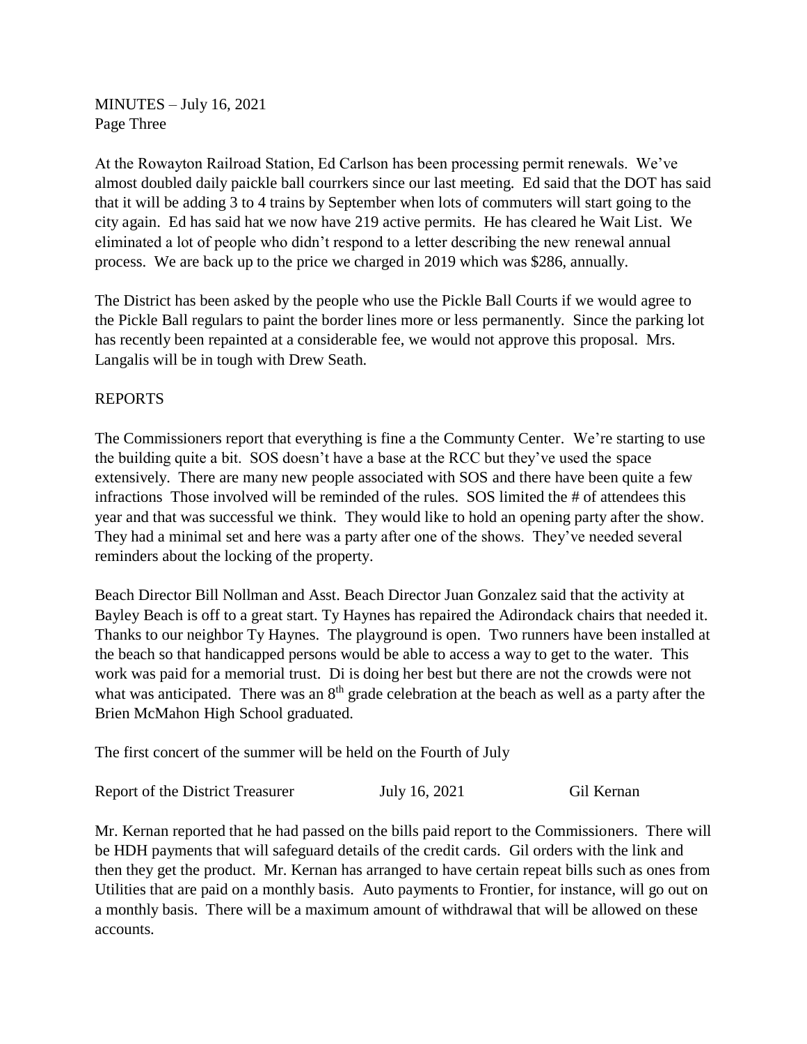At the Rowayton Railroad Station, Ed Carlson has been processing permit renewals. We've almost doubled daily paickle ball courrkers since our last meeting. Ed said that the DOT has said that it will be adding 3 to 4 trains by September when lots of commuters will start going to the city again. Ed has said hat we now have 219 active permits. He has cleared he Wait List. We eliminated a lot of people who didn't respond to a letter describing the new renewal annual process. We are back up to the price we charged in 2019 which was $286, annually.

The District has been asked by the people who use the Pickle Ball Courts if we would agree to the Pickle Ball regulars to paint the border lines more or less permanently. Since the parking lot has recently been repainted at a considerable fee, we would not approve this proposal. Mrs. Langalis will be in tough with Drew Seath.

REPORTS

The Commissioners report that everything is fine a the Communty Center. We're starting to use the building quite a bit. SOS doesn't have a base at the RCC but they've used the space extensively. There are many new people associated with SOS and there have been quite a few infractions Those involved will be reminded of the rules. SOS limited the # of attendees this year and that was successful we think. They would like to hold an opening party after the show. They had a minimal set and here was a party after one of the shows. They've needed several reminders about the locking of the property.

Beach Director Bill Nollman and Asst. Beach Director Juan Gonzalez said that the activity at Bayley Beach is off to a great start. Ty Haynes has repaired the Adirondack chairs that needed it. Thanks to our neighbor Ty Haynes. The playground is open. Two runners have been installed at the beach so that handicapped persons would be able to access a way to get to the water. This work was paid for a memorial trust. Di is doing her best but there are not the crowds were not what was anticipated. There was an 8th grade celebration at the beach as well as a party after the Brien McMahon High School graduated.

The first concert of the summer will be held on the Fourth of July

Report of the District Treasurer July 16, 2021 Gil Kernan

Mr. Kernan reported that he had passed on the bills paid report to the Commissioners. There will be HDH payments that will safeguard details of the credit cards. Gil orders with the link and then they get the product. Mr. Kernan has arranged to have certain repeat bills such as ones from Utilities that are paid on a monthly basis. Auto payments to Frontier, for instance, will go out on a monthly basis. There will be a maximum amount of withdrawal that will be allowed on these accounts.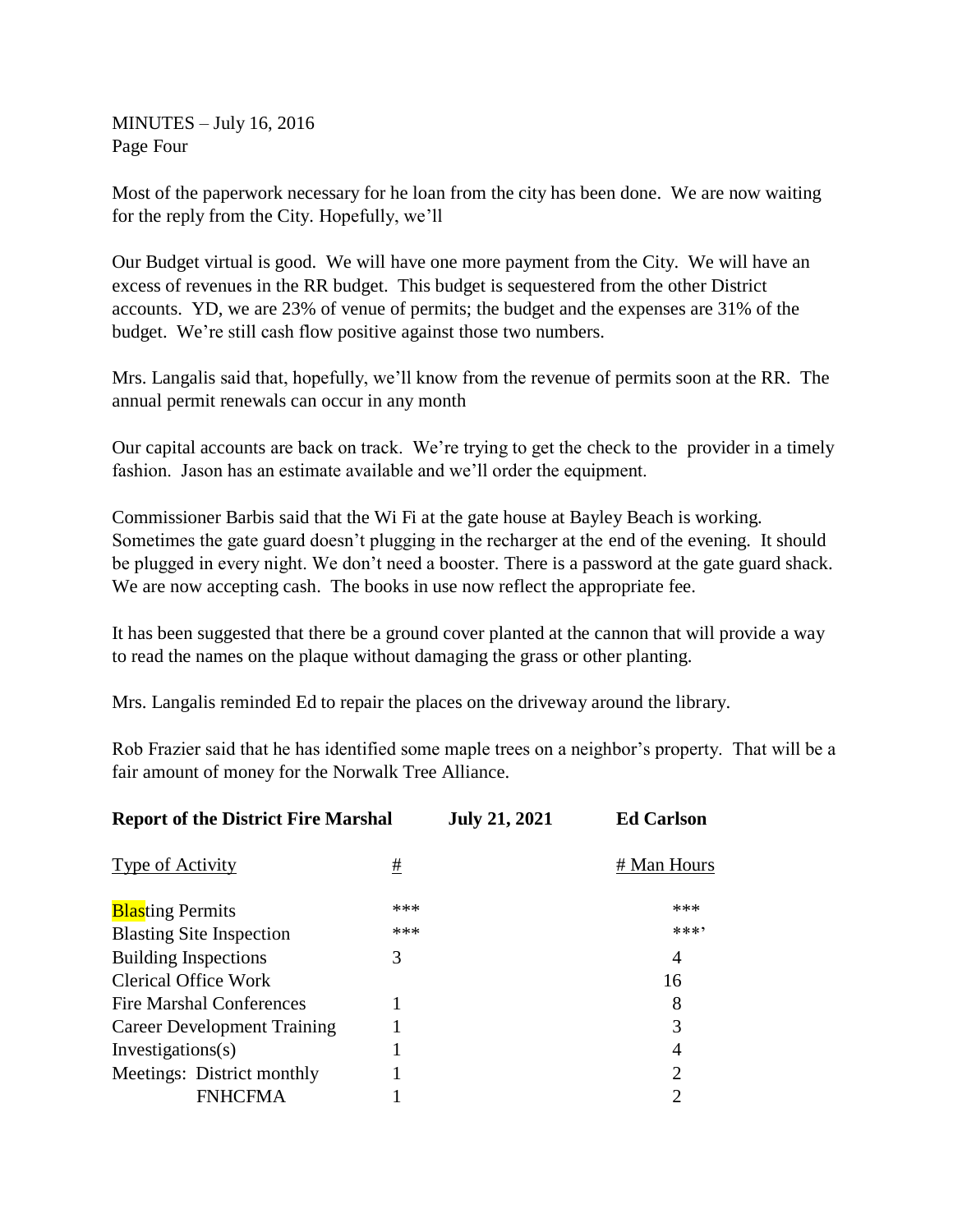MINUTES – July 16, 2016
Page Four

Most of the paperwork necessary for he loan from the city has been done. We are now waiting for the reply from the City. Hopefully, we'll

Our Budget virtual is good. We will have one more payment from the City. We will have an excess of revenues in the RR budget. This budget is sequestered from the other District accounts. YD, we are 23% of venue of permits; the budget and the expenses are 31% of the budget. We're still cash flow positive against those two numbers.

Mrs. Langalis said that, hopefully, we'll know from the revenue of permits soon at the RR. The annual permit renewals can occur in any month

Our capital accounts are back on track. We're trying to get the check to the provider in a timely fashion. Jason has an estimate available and we'll order the equipment.

Commissioner Barbis said that the Wi Fi at the gate house at Bayley Beach is working. Sometimes the gate guard doesn't plugging in the recharger at the end of the evening. It should be plugged in every night. We don't need a booster. There is a password at the gate guard shack. We are now accepting cash. The books in use now reflect the appropriate fee.

It has been suggested that there be a ground cover planted at the cannon that will provide a way to read the names on the plaque without damaging the grass or other planting.

Mrs. Langalis reminded Ed to repair the places on the driveway around the library.

Rob Frazier said that he has identified some maple trees on a neighbor's property. That will be a fair amount of money for the Norwalk Tree Alliance.

**Report of the District Fire Marshal** **July 21, 2021** **Ed Carlson**

| Type of Activity | # | # Man Hours |
|---|---|---|
| Blasting Permits | *** | *** |
| Blasting Site Inspection | *** | ***' |
| Building Inspections | 3 | 4 |
| Clerical Office Work | | 16 |
| Fire Marshal Conferences | 1 | 8 |
| Career Development Training | 1 | 3 |
| Investigations(s) | 1 | 4 |
| Meetings: District monthly | 1 | 2 |
| FNHCFMA | 1 | 2 |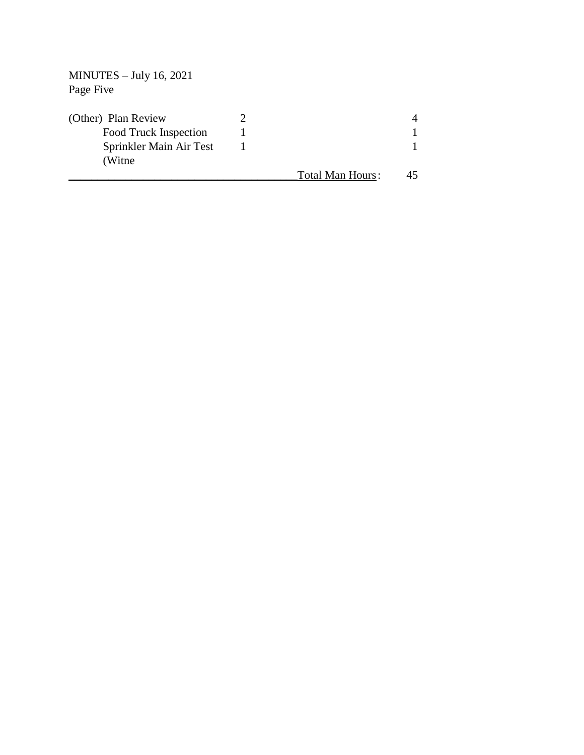MINUTES – July 16, 2021
Page Five

| | | | |
|---|---|---|---|
| (Other) | Plan Review | 2 | 4 |
| | Food Truck Inspection | 1 | 1 |
| | Sprinkler Main Air Test (Witne | 1 | 1 |
| | | Total Man Hours: | 45 |